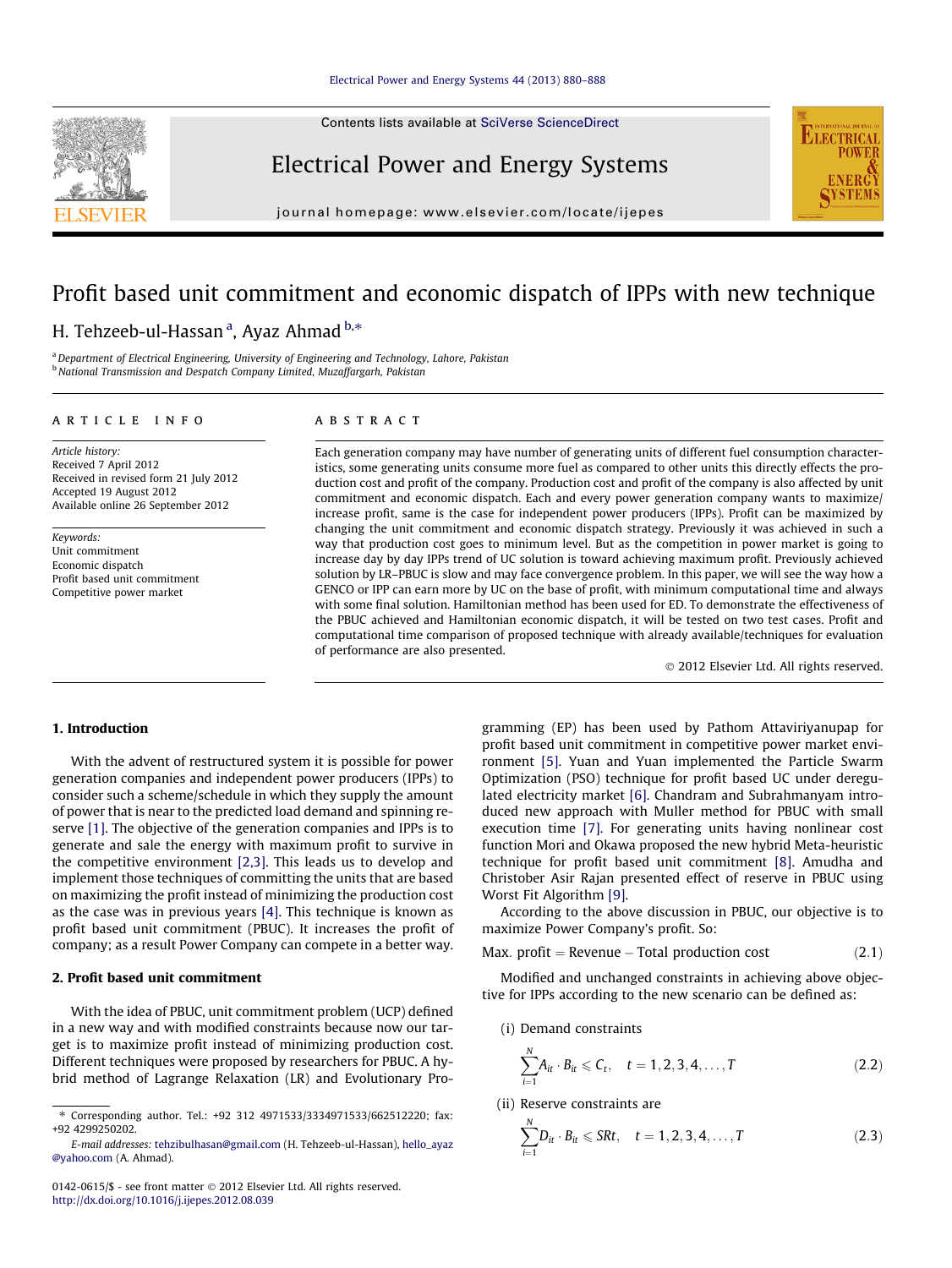# Profit based unit commitment and economic dispatch of IPPs with new technique

H. Tehzeeb-ul-Hassan [a], Ayaz Ahmad [b,*]

[a] Department of Electrical Engineering, University of Engineering and Technology, Lahore, Pakistan
[b] National Transmission and Despatch Company Limited, Muzaffargarh, Pakistan

## ARTICLE INFO

*Article history:*
Received 7 April 2012
Received in revised form 21 July 2012
Accepted 19 August 2012
Available online 26 September 2012

*Keywords:*
Unit commitment
Economic dispatch
Profit based unit commitment
Competitive power market

## ABSTRACT

Each generation company may have number of generating units of different fuel consumption characteristics, some generating units consume more fuel as compared to other units this directly effects the production cost and profit of the company. Production cost and profit of the company is also affected by unit commitment and economic dispatch. Each and every power generation company wants to maximize/increase profit, same is the case for independent power producers (IPPs). Profit can be maximized by changing the unit commitment and economic dispatch strategy. Previously it was achieved in such a way that production cost goes to minimum level. But as the competition in power market is going to increase day by day IPPs trend of UC solution is toward achieving maximum profit. Previously achieved solution by LR–PBUC is slow and may face convergence problem. In this paper, we will see the way how a GENCO or IPP can earn more by UC on the base of profit, with minimum computational time and always with some final solution. Hamiltonian method has been used for ED. To demonstrate the effectiveness of the PBUC achieved and Hamiltonian economic dispatch, it will be tested on two test cases. Profit and computational time comparison of proposed technique with already available/techniques for evaluation of performance are also presented.

© 2012 Elsevier Ltd. All rights reserved.

## 1. Introduction

With the advent of restructured system it is possible for power generation companies and independent power producers (IPPs) to consider such a scheme/schedule in which they supply the amount of power that is near to the predicted load demand and spinning reserve [1]. The objective of the generation companies and IPPs is to generate and sale the energy with maximum profit to survive in the competitive environment [2,3]. This leads us to develop and implement those techniques of committing the units that are based on maximizing the profit instead of minimizing the production cost as the case was in previous years [4]. This technique is known as profit based unit commitment (PBUC). It increases the profit of company; as a result Power Company can compete in a better way.

## 2. Profit based unit commitment

With the idea of PBUC, unit commitment problem (UCP) defined in a new way and with modified constraints because now our target is to maximize profit instead of minimizing production cost. Different techniques were proposed by researchers for PBUC. A hybrid method of Lagrange Relaxation (LR) and Evolutionary Programming (EP) has been used by Pathom Attaviriyanupap for profit based unit commitment in competitive power market environment [5]. Yuan and Yuan implemented the Particle Swarm Optimization (PSO) technique for profit based UC under deregulated electricity market [6]. Chandram and Subrahmanyam introduced new approach with Muller method for PBUC with small execution time [7]. For generating units having nonlinear cost function Mori and Okawa proposed the new hybrid Meta-heuristic technique for profit based unit commitment [8]. Amudha and Christober Asir Rajan presented effect of reserve in PBUC using Worst Fit Algorithm [9].

According to the above discussion in PBUC, our objective is to maximize Power Company's profit. So:

$$\text{Max. profit} = \text{Revenue} - \text{Total production cost} \tag{2.1}$$

Modified and unchanged constraints in achieving above objective for IPPs according to the new scenario can be defined as:

(i) Demand constraints

$$\sum_{i=1}^{N} A_{it} \cdot B_{it} \leqslant C_t, \quad t = 1, 2, 3, 4, \ldots, T \tag{2.2}$$

(ii) Reserve constraints are

$$\sum_{i=1}^{N} D_{it} \cdot B_{it} \leqslant SRt, \quad t = 1, 2, 3, 4, \ldots, T \tag{2.3}$$

---

\* Corresponding author. Tel.: +92 312 4971533/3334971533/662512220; fax: +92 4299250202.

E-mail addresses: tehzibulhasan@gmail.com (H. Tehzeeb-ul-Hassan), hello_ayaz@yahoo.com (A. Ahmad).

0142-0615/$ - see front matter © 2012 Elsevier Ltd. All rights reserved.
http://dx.doi.org/10.1016/j.ijepes.2012.08.039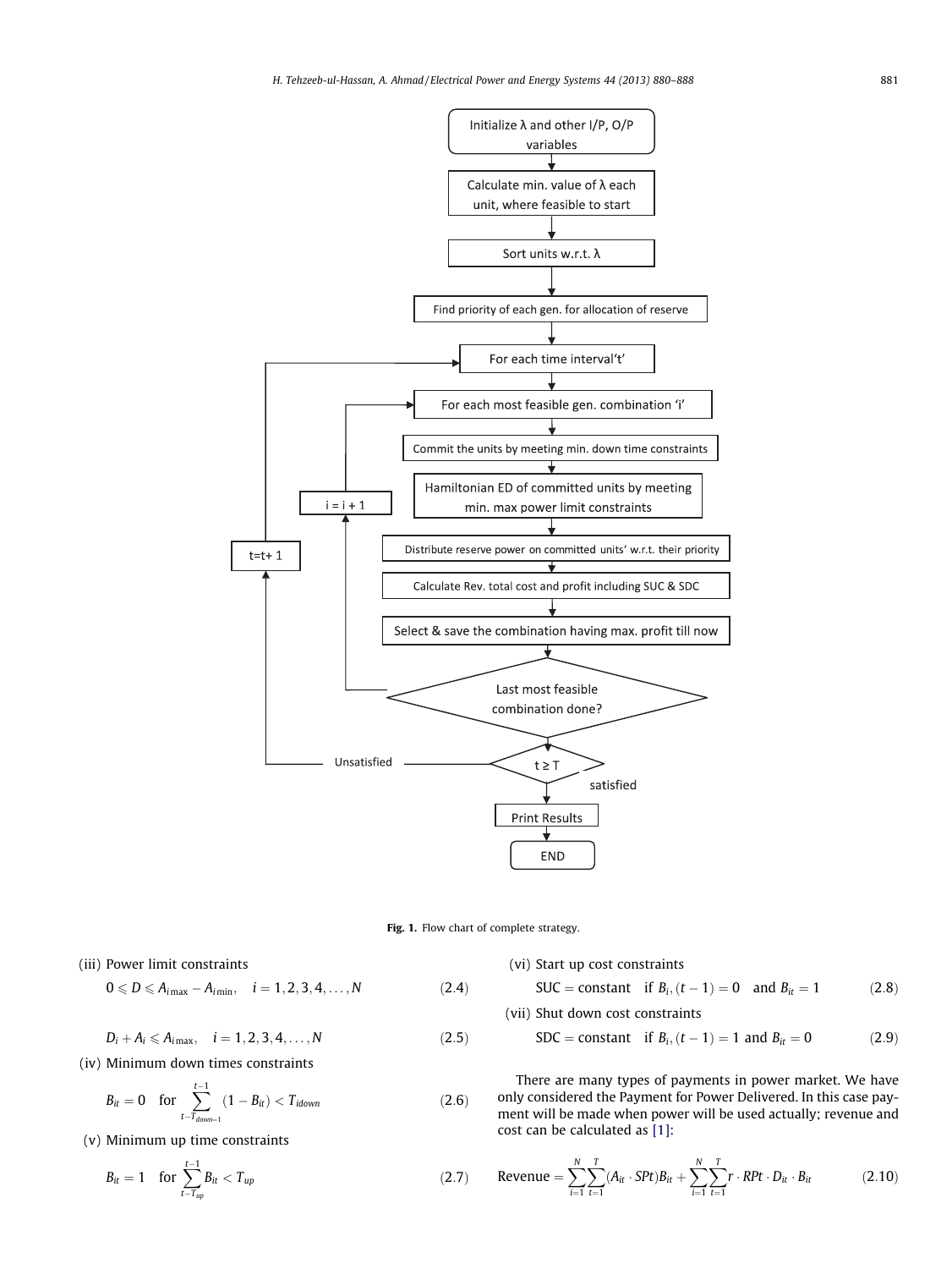Fig. 1. Flow chart of complete strategy.

(iii) Power limit constraints

$$0 \leqslant D \leqslant A_{i\max} - A_{i\min}, \quad i = 1, 2, 3, 4, \ldots, N \tag{2.4}$$

$$D_i + A_i \leqslant A_{i\max}, \quad i = 1, 2, 3, 4, \ldots, N \tag{2.5}$$

(iv) Minimum down times constraints

$$B_{it} = 0 \quad \text{for} \sum_{t-T_{down-1}}^{t-1} (1 - B_{it}) < T_{idown} \tag{2.6}$$

(v) Minimum up time constraints

$$B_{it} = 1 \quad \text{for} \sum_{t-T_{up}}^{t-1} B_{it} < T_{up} \tag{2.7}$$

(vi) Start up cost constraints

$$\text{SUC} = \text{constant} \quad \text{if } B_i, (t-1) = 0 \quad \text{and } B_{it} = 1 \tag{2.8}$$

(vii) Shut down cost constraints

$$\text{SDC} = \text{constant} \quad \text{if } B_i, (t-1) = 1 \text{ and } B_{it} = 0 \tag{2.9}$$

There are many types of payments in power market. We have only considered the Payment for Power Delivered. In this case payment will be made when power will be used actually; revenue and cost can be calculated as [1]:

$$\text{Revenue} = \sum_{i=1}^{N} \sum_{t=1}^{T} (A_{it} \cdot SPt) B_{it} + \sum_{i=1}^{N} \sum_{t=1}^{T} r \cdot RPt \cdot D_{it} \cdot B_{it} \tag{2.10}$$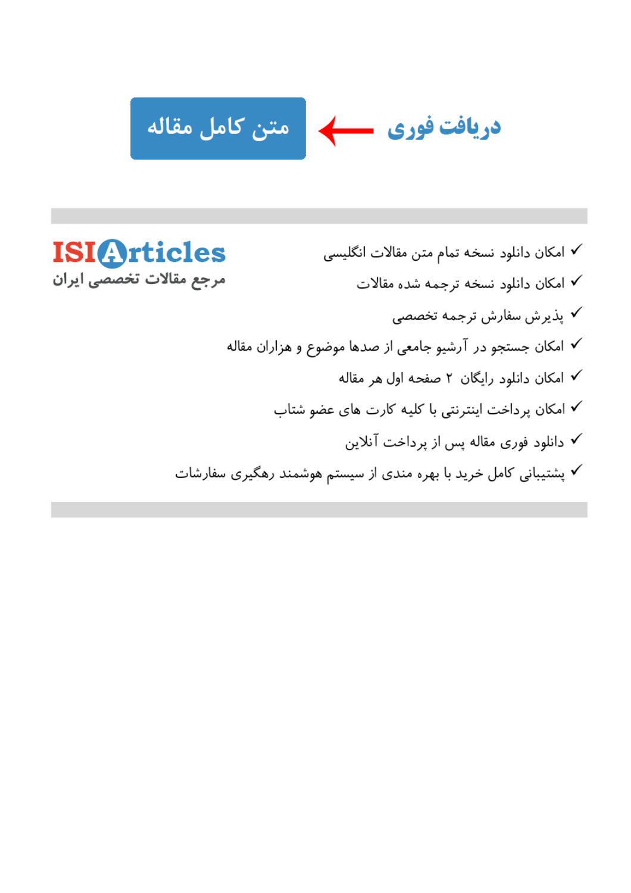دریافت فوری ← متن کامل مقاله

**ISIArticles**
مرجع مقالات تخصصی ایران

- ✓ امکان دانلود نسخه تمام متن مقالات انگلیسی
- ✓ امکان دانلود نسخه ترجمه شده مقالات
- ✓ پذیرش سفارش ترجمه تخصصی
- ✓ امکان جستجو در آرشیو جامعی از صدها موضوع و هزاران مقاله
- ✓ امکان دانلود رایگان ۲ صفحه اول هر مقاله
- ✓ امکان پرداخت اینترنتی با کلیه کارت های عضو شتاب
- ✓ دانلود فوری مقاله پس از پرداخت آنلاین
- ✓ پشتیبانی کامل خرید با بهره مندی از سیستم هوشمند رهگیری سفارشات